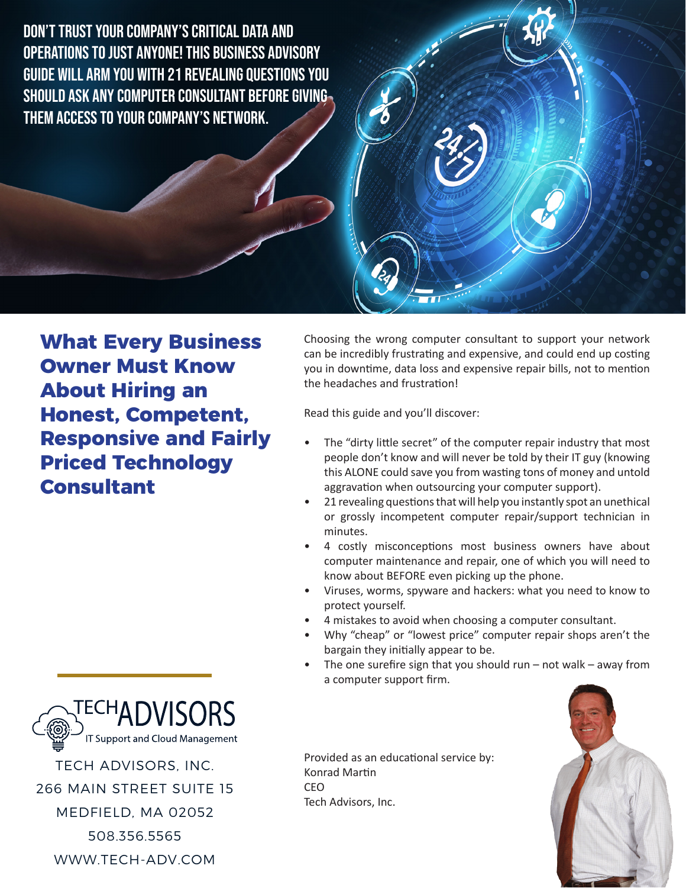DON'T TRUST YOUR COMPANY'S CRITICAL DATA AND OPERATIONS TO JUST ANYONE! THIS BUSINESS ADVISORY GUIDE WILL ARM YOU WITH 21 REVEALING QUESTIONS YOU SHOULD ASK ANY COMPUTER CONSULTANT BEFORE GIVING THEM ACCESS TO YOUR COMPANY'S NETWORK.

# What Every Business Owner Must Know About Hiring an Honest, Competent, Responsive and Fairly Priced Technology Consultant

Choosing the wrong computer consultant to support your network can be incredibly frustrating and expensive, and could end up costing you in downtime, data loss and expensive repair bills, not to mention the headaches and frustration!

Read this guide and you'll discover:

- The "dirty little secret" of the computer repair industry that most people don't know and will never be told by their IT guy (knowing this ALONE could save you from wasting tons of money and untold aggravation when outsourcing your computer support).
- 21 revealing questions that will help you instantly spot an unethical or grossly incompetent computer repair/support technician in minutes.
- 4 costly misconceptions most business owners have about computer maintenance and repair, one of which you will need to know about BEFORE even picking up the phone.
- Viruses, worms, spyware and hackers: what you need to know to protect yourself.
- 4 mistakes to avoid when choosing a computer consultant.
- Why "cheap" or "lowest price" computer repair shops aren't the bargain they initially appear to be.
- The one surefire sign that you should run – not walk – away from a computer support firm.

TECHADVISORS
IT Support and Cloud Management

TECH ADVISORS, INC.
266 MAIN STREET SUITE 15
MEDFIELD, MA 02052
508.356.5565
WWW.TECH-ADV.COM

Provided as an educational service by:
Konrad Martin
CEO
Tech Advisors, Inc.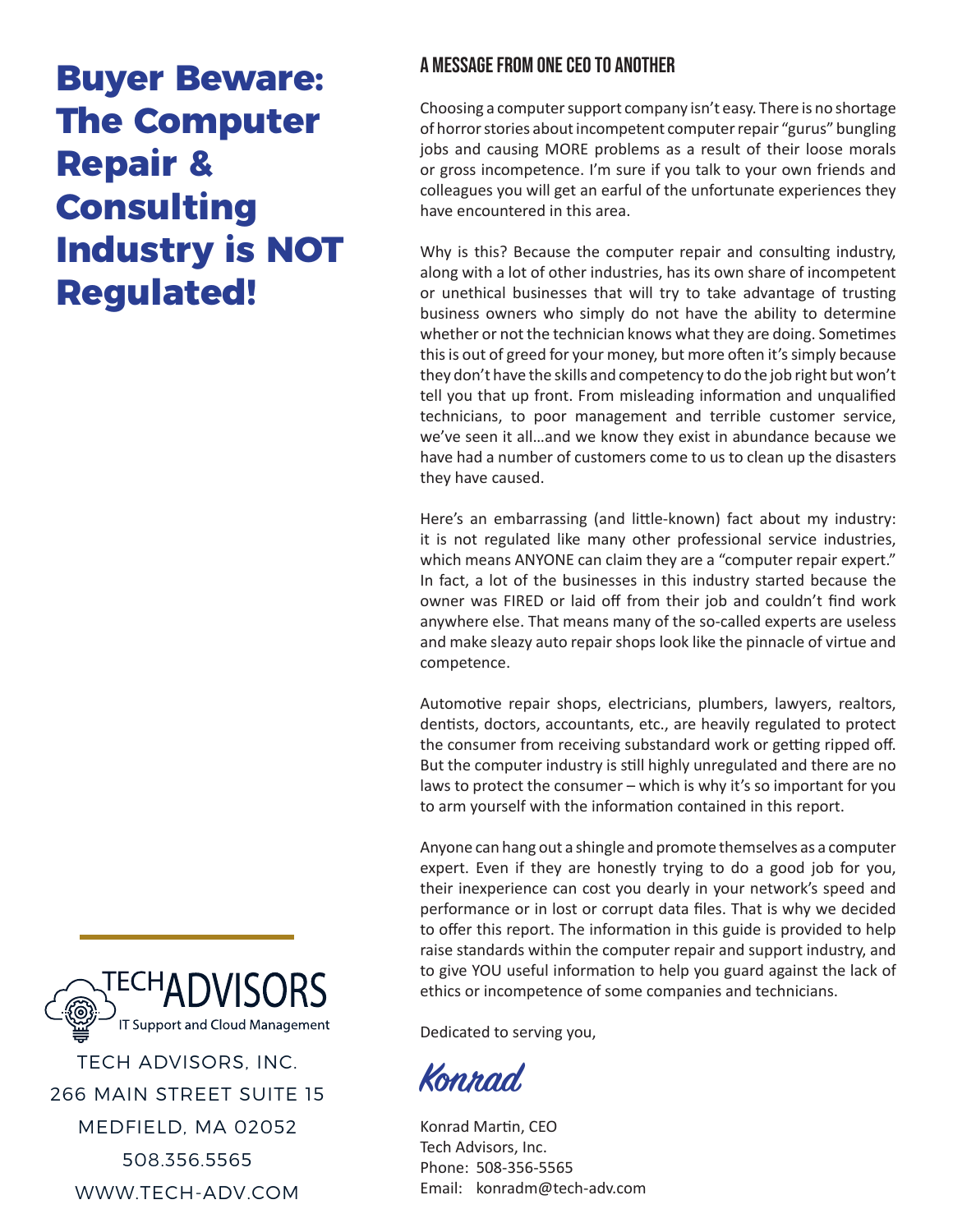# Buyer Beware: The Computer Repair & Consulting Industry is NOT Regulated!

## A MESSAGE FROM ONE CEO TO ANOTHER

Choosing a computer support company isn't easy. There is no shortage of horror stories about incompetent computer repair "gurus" bungling jobs and causing MORE problems as a result of their loose morals or gross incompetence. I'm sure if you talk to your own friends and colleagues you will get an earful of the unfortunate experiences they have encountered in this area.

Why is this? Because the computer repair and consulting industry, along with a lot of other industries, has its own share of incompetent or unethical businesses that will try to take advantage of trusting business owners who simply do not have the ability to determine whether or not the technician knows what they are doing. Sometimes this is out of greed for your money, but more often it's simply because they don't have the skills and competency to do the job right but won't tell you that up front. From misleading information and unqualified technicians, to poor management and terrible customer service, we've seen it all…and we know they exist in abundance because we have had a number of customers come to us to clean up the disasters they have caused.

Here's an embarrassing (and little-known) fact about my industry: it is not regulated like many other professional service industries, which means ANYONE can claim they are a "computer repair expert." In fact, a lot of the businesses in this industry started because the owner was FIRED or laid off from their job and couldn't find work anywhere else. That means many of the so-called experts are useless and make sleazy auto repair shops look like the pinnacle of virtue and competence.

Automotive repair shops, electricians, plumbers, lawyers, realtors, dentists, doctors, accountants, etc., are heavily regulated to protect the consumer from receiving substandard work or getting ripped off. But the computer industry is still highly unregulated and there are no laws to protect the consumer – which is why it's so important for you to arm yourself with the information contained in this report.

Anyone can hang out a shingle and promote themselves as a computer expert. Even if they are honestly trying to do a good job for you, their inexperience can cost you dearly in your network's speed and performance or in lost or corrupt data files. That is why we decided to offer this report. The information in this guide is provided to help raise standards within the computer repair and support industry, and to give YOU useful information to help you guard against the lack of ethics or incompetence of some companies and technicians.

Dedicated to serving you,

*Konrad*

Konrad Martin, CEO
Tech Advisors, Inc.
Phone: 508-356-5565
Email: konradm@tech-adv.com

TECH ADVISORS — IT Support and Cloud Management

TECH ADVISORS, INC.
266 MAIN STREET SUITE 15
MEDFIELD, MA 02052
508.356.5565
WWW.TECH-ADV.COM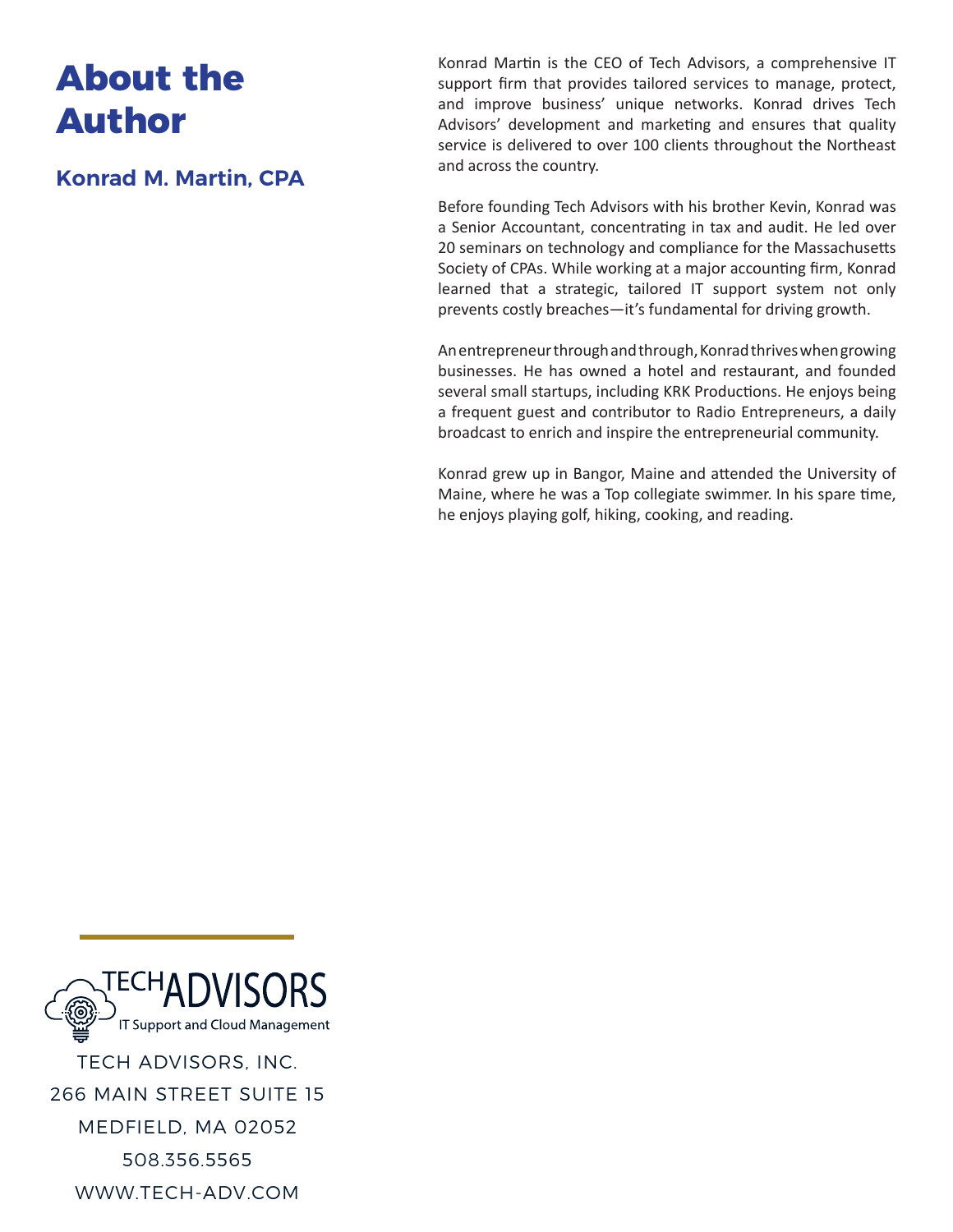# About the Author

## Konrad M. Martin, CPA

Konrad Martin is the CEO of Tech Advisors, a comprehensive IT support firm that provides tailored services to manage, protect, and improve business' unique networks. Konrad drives Tech Advisors' development and marketing and ensures that quality service is delivered to over 100 clients throughout the Northeast and across the country.

Before founding Tech Advisors with his brother Kevin, Konrad was a Senior Accountant, concentrating in tax and audit. He led over 20 seminars on technology and compliance for the Massachusetts Society of CPAs. While working at a major accounting firm, Konrad learned that a strategic, tailored IT support system not only prevents costly breaches—it's fundamental for driving growth.

An entrepreneur through and through, Konrad thrives when growing businesses. He has owned a hotel and restaurant, and founded several small startups, including KRK Productions. He enjoys being a frequent guest and contributor to Radio Entrepreneurs, a daily broadcast to enrich and inspire the entrepreneurial community.

Konrad grew up in Bangor, Maine and attended the University of Maine, where he was a Top collegiate swimmer. In his spare time, he enjoys playing golf, hiking, cooking, and reading.

TECH ADVISORS
IT Support and Cloud Management

TECH ADVISORS, INC.
266 MAIN STREET SUITE 15
MEDFIELD, MA 02052
508.356.5565
WWW.TECH-ADV.COM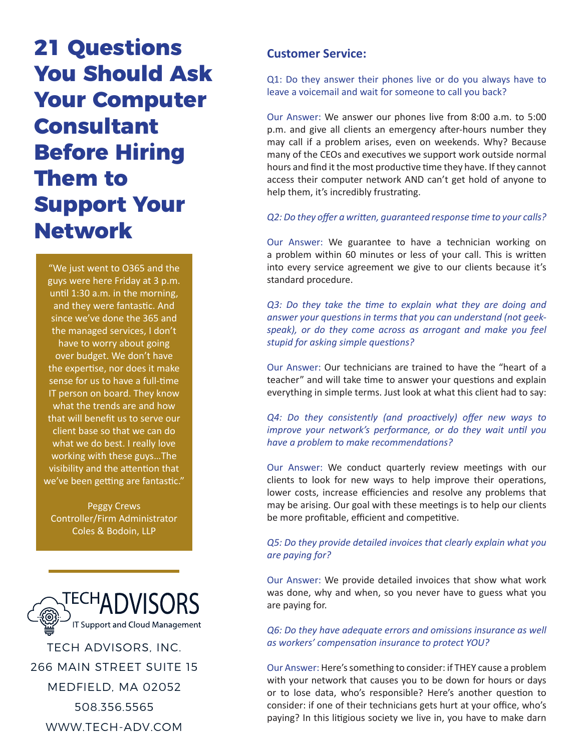# 21 Questions You Should Ask Your Computer Consultant Before Hiring Them to Support Your Network

"We just went to O365 and the guys were here Friday at 3 p.m. until 1:30 a.m. in the morning, and they were fantastic. And since we've done the 365 and the managed services, I don't have to worry about going over budget. We don't have the expertise, nor does it make sense for us to have a full-time IT person on board. They know what the trends are and how that will benefit us to serve our client base so that we can do what we do best. I really love working with these guys…The visibility and the attention that we've been getting are fantastic."

Peggy Crews
Controller/Firm Administrator
Coles & Bodoin, LLP

TECH ADVISORS
IT Support and Cloud Management

TECH ADVISORS, INC.
266 MAIN STREET SUITE 15
MEDFIELD, MA 02052
508.356.5565
WWW.TECH-ADV.COM

## Customer Service:

Q1: Do they answer their phones live or do you always have to leave a voicemail and wait for someone to call you back?

Our Answer: We answer our phones live from 8:00 a.m. to 5:00 p.m. and give all clients an emergency after-hours number they may call if a problem arises, even on weekends. Why? Because many of the CEOs and executives we support work outside normal hours and find it the most productive time they have. If they cannot access their computer network AND can't get hold of anyone to help them, it's incredibly frustrating.

*Q2: Do they offer a written, guaranteed response time to your calls?*

Our Answer: We guarantee to have a technician working on a problem within 60 minutes or less of your call. This is written into every service agreement we give to our clients because it's standard procedure.

*Q3: Do they take the time to explain what they are doing and answer your questions in terms that you can understand (not geek-speak), or do they come across as arrogant and make you feel stupid for asking simple questions?*

Our Answer: Our technicians are trained to have the "heart of a teacher" and will take time to answer your questions and explain everything in simple terms. Just look at what this client had to say:

*Q4: Do they consistently (and proactively) offer new ways to improve your network's performance, or do they wait until you have a problem to make recommendations?*

Our Answer: We conduct quarterly review meetings with our clients to look for new ways to help improve their operations, lower costs, increase efficiencies and resolve any problems that may be arising. Our goal with these meetings is to help our clients be more profitable, efficient and competitive.

*Q5: Do they provide detailed invoices that clearly explain what you are paying for?*

Our Answer: We provide detailed invoices that show what work was done, why and when, so you never have to guess what you are paying for.

*Q6: Do they have adequate errors and omissions insurance as well as workers' compensation insurance to protect YOU?*

Our Answer: Here's something to consider: if THEY cause a problem with your network that causes you to be down for hours or days or to lose data, who's responsible? Here's another question to consider: if one of their technicians gets hurt at your office, who's paying? In this litigious society we live in, you have to make darn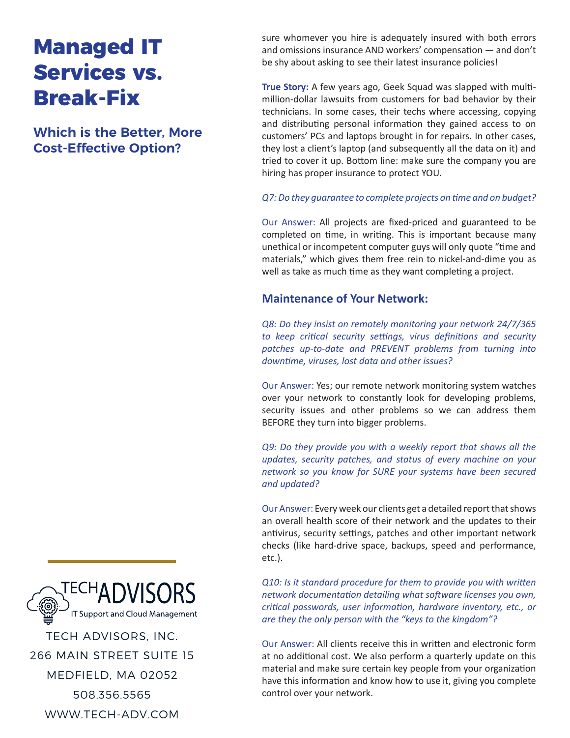# Managed IT Services vs. Break-Fix

## Which is the Better, More Cost-Effective Option?

sure whomever you hire is adequately insured with both errors and omissions insurance AND workers' compensation — and don't be shy about asking to see their latest insurance policies!

**True Story:** A few years ago, Geek Squad was slapped with multi-million-dollar lawsuits from customers for bad behavior by their technicians. In some cases, their techs where accessing, copying and distributing personal information they gained access to on customers' PCs and laptops brought in for repairs. In other cases, they lost a client's laptop (and subsequently all the data on it) and tried to cover it up. Bottom line: make sure the company you are hiring has proper insurance to protect YOU.

*Q7: Do they guarantee to complete projects on time and on budget?*

Our Answer: All projects are fixed-priced and guaranteed to be completed on time, in writing. This is important because many unethical or incompetent computer guys will only quote "time and materials," which gives them free rein to nickel-and-dime you as well as take as much time as they want completing a project.

### Maintenance of Your Network:

*Q8: Do they insist on remotely monitoring your network 24/7/365 to keep critical security settings, virus definitions and security patches up-to-date and PREVENT problems from turning into downtime, viruses, lost data and other issues?*

Our Answer: Yes; our remote network monitoring system watches over your network to constantly look for developing problems, security issues and other problems so we can address them BEFORE they turn into bigger problems.

*Q9: Do they provide you with a weekly report that shows all the updates, security patches, and status of every machine on your network so you know for SURE your systems have been secured and updated?*

Our Answer: Every week our clients get a detailed report that shows an overall health score of their network and the updates to their antivirus, security settings, patches and other important network checks (like hard-drive space, backups, speed and performance, etc.).

*Q10: Is it standard procedure for them to provide you with written network documentation detailing what software licenses you own, critical passwords, user information, hardware inventory, etc., or are they the only person with the "keys to the kingdom"?*

Our Answer: All clients receive this in written and electronic form at no additional cost. We also perform a quarterly update on this material and make sure certain key people from your organization have this information and know how to use it, giving you complete control over your network.

TECH ADVISORS, INC.
266 MAIN STREET SUITE 15
MEDFIELD, MA 02052
508.356.5565
WWW.TECH-ADV.COM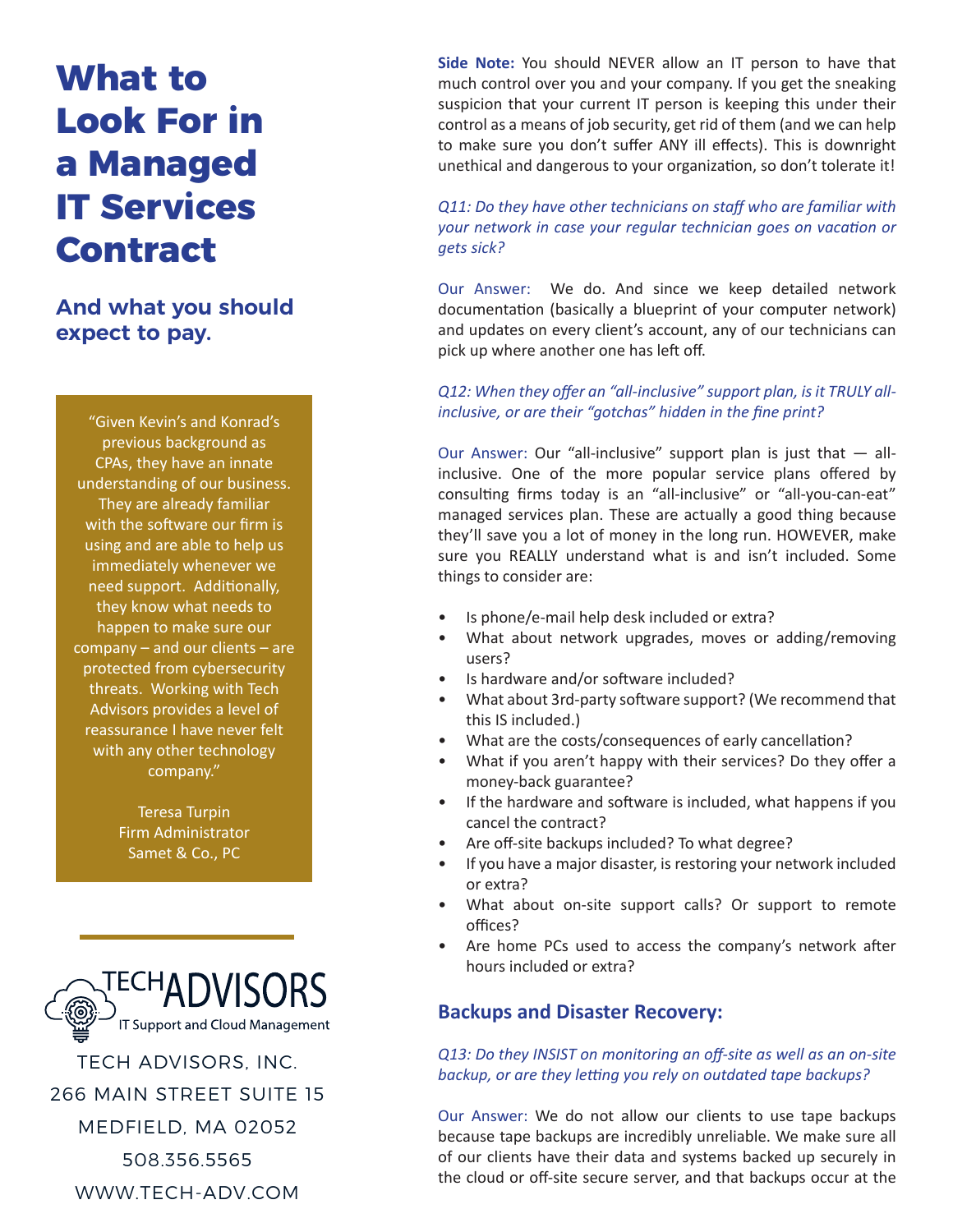# What to Look For in a Managed IT Services Contract

## And what you should expect to pay.

"Given Kevin's and Konrad's previous background as CPAs, they have an innate understanding of our business. They are already familiar with the software our firm is using and are able to help us immediately whenever we need support. Additionally, they know what needs to happen to make sure our company – and our clients – are protected from cybersecurity threats. Working with Tech Advisors provides a level of reassurance I have never felt with any other technology company."

Teresa Turpin
Firm Administrator
Samet & Co., PC

TECH ADVISORS
IT Support and Cloud Management

TECH ADVISORS, INC.
266 MAIN STREET SUITE 15
MEDFIELD, MA 02052
508.356.5565
WWW.TECH-ADV.COM

**Side Note:** You should NEVER allow an IT person to have that much control over you and your company. If you get the sneaking suspicion that your current IT person is keeping this under their control as a means of job security, get rid of them (and we can help to make sure you don't suffer ANY ill effects). This is downright unethical and dangerous to your organization, so don't tolerate it!

*Q11: Do they have other technicians on staff who are familiar with your network in case your regular technician goes on vacation or gets sick?*

Our Answer: We do. And since we keep detailed network documentation (basically a blueprint of your computer network) and updates on every client's account, any of our technicians can pick up where another one has left off.

*Q12: When they offer an "all-inclusive" support plan, is it TRULY all-inclusive, or are their "gotchas" hidden in the fine print?*

Our Answer: Our "all-inclusive" support plan is just that — all-inclusive. One of the more popular service plans offered by consulting firms today is an "all-inclusive" or "all-you-can-eat" managed services plan. These are actually a good thing because they'll save you a lot of money in the long run. HOWEVER, make sure you REALLY understand what is and isn't included. Some things to consider are:

- Is phone/e-mail help desk included or extra?
- What about network upgrades, moves or adding/removing users?
- Is hardware and/or software included?
- What about 3rd-party software support? (We recommend that this IS included.)
- What are the costs/consequences of early cancellation?
- What if you aren't happy with their services? Do they offer a money-back guarantee?
- If the hardware and software is included, what happens if you cancel the contract?
- Are off-site backups included? To what degree?
- If you have a major disaster, is restoring your network included or extra?
- What about on-site support calls? Or support to remote offices?
- Are home PCs used to access the company's network after hours included or extra?

### Backups and Disaster Recovery:

*Q13: Do they INSIST on monitoring an off-site as well as an on-site backup, or are they letting you rely on outdated tape backups?*

Our Answer: We do not allow our clients to use tape backups because tape backups are incredibly unreliable. We make sure all of our clients have their data and systems backed up securely in the cloud or off-site secure server, and that backups occur at the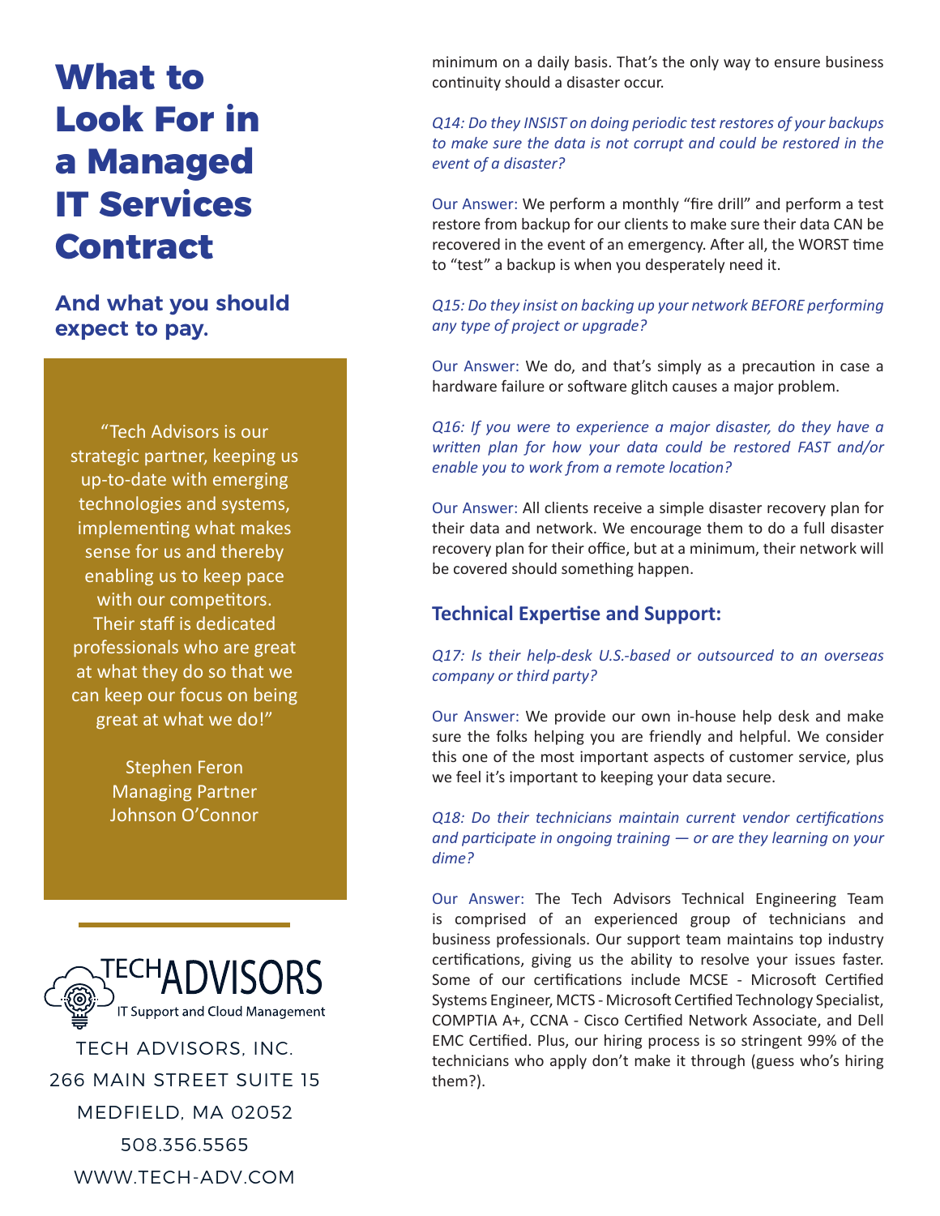# What to Look For in a Managed IT Services Contract

## And what you should expect to pay.

"Tech Advisors is our strategic partner, keeping us up-to-date with emerging technologies and systems, implementing what makes sense for us and thereby enabling us to keep pace with our competitors. Their staff is dedicated professionals who are great at what they do so that we can keep our focus on being great at what we do!"

Stephen Feron
Managing Partner
Johnson O'Connor

TECH ADVISORS — IT Support and Cloud Management

TECH ADVISORS, INC.
266 MAIN STREET SUITE 15
MEDFIELD, MA 02052
508.356.5565
WWW.TECH-ADV.COM

minimum on a daily basis. That's the only way to ensure business continuity should a disaster occur.

*Q14: Do they INSIST on doing periodic test restores of your backups to make sure the data is not corrupt and could be restored in the event of a disaster?*

Our Answer: We perform a monthly "fire drill" and perform a test restore from backup for our clients to make sure their data CAN be recovered in the event of an emergency. After all, the WORST time to "test" a backup is when you desperately need it.

*Q15: Do they insist on backing up your network BEFORE performing any type of project or upgrade?*

Our Answer: We do, and that's simply as a precaution in case a hardware failure or software glitch causes a major problem.

*Q16: If you were to experience a major disaster, do they have a written plan for how your data could be restored FAST and/or enable you to work from a remote location?*

Our Answer: All clients receive a simple disaster recovery plan for their data and network. We encourage them to do a full disaster recovery plan for their office, but at a minimum, their network will be covered should something happen.

### Technical Expertise and Support:

*Q17: Is their help-desk U.S.-based or outsourced to an overseas company or third party?*

Our Answer: We provide our own in-house help desk and make sure the folks helping you are friendly and helpful. We consider this one of the most important aspects of customer service, plus we feel it's important to keeping your data secure.

*Q18: Do their technicians maintain current vendor certifications and participate in ongoing training — or are they learning on your dime?*

Our Answer: The Tech Advisors Technical Engineering Team is comprised of an experienced group of technicians and business professionals. Our support team maintains top industry certifications, giving us the ability to resolve your issues faster. Some of our certifications include MCSE - Microsoft Certified Systems Engineer, MCTS - Microsoft Certified Technology Specialist, COMPTIA A+, CCNA - Cisco Certified Network Associate, and Dell EMC Certified. Plus, our hiring process is so stringent 99% of the technicians who apply don't make it through (guess who's hiring them?).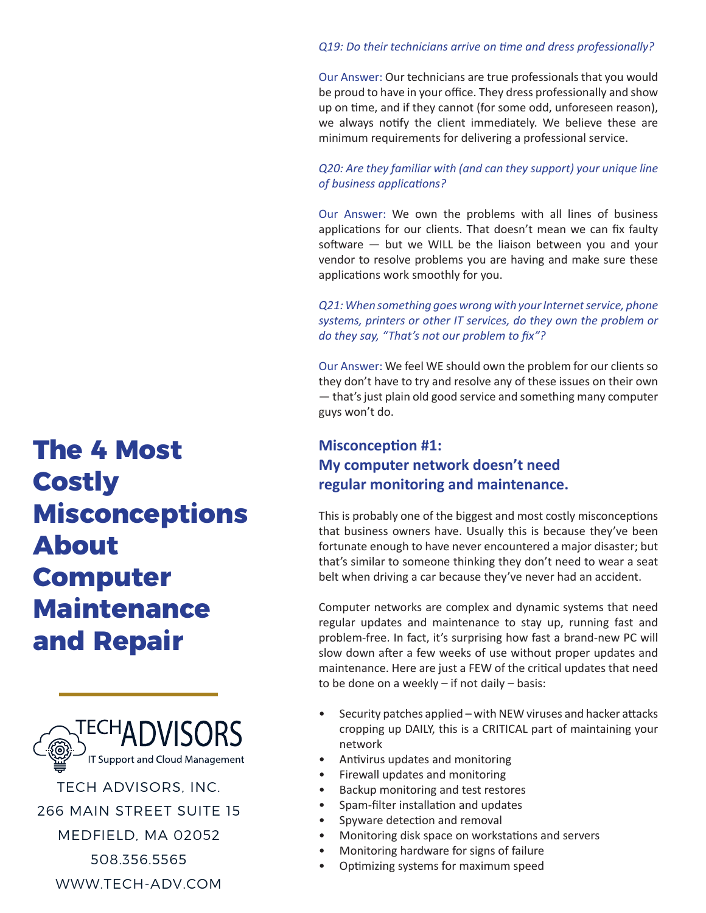*Q19: Do their technicians arrive on time and dress professionally?*

Our Answer: Our technicians are true professionals that you would be proud to have in your office. They dress professionally and show up on time, and if they cannot (for some odd, unforeseen reason), we always notify the client immediately. We believe these are minimum requirements for delivering a professional service.

*Q20: Are they familiar with (and can they support) your unique line of business applications?*

Our Answer: We own the problems with all lines of business applications for our clients. That doesn't mean we can fix faulty software — but we WILL be the liaison between you and your vendor to resolve problems you are having and make sure these applications work smoothly for you.

*Q21: When something goes wrong with your Internet service, phone systems, printers or other IT services, do they own the problem or do they say, "That's not our problem to fix"?*

Our Answer: We feel WE should own the problem for our clients so they don't have to try and resolve any of these issues on their own — that's just plain old good service and something many computer guys won't do.

# The 4 Most Costly Misconceptions About Computer Maintenance and Repair

## Misconception #1: My computer network doesn't need regular monitoring and maintenance.

This is probably one of the biggest and most costly misconceptions that business owners have. Usually this is because they've been fortunate enough to have never encountered a major disaster; but that's similar to someone thinking they don't need to wear a seat belt when driving a car because they've never had an accident.

Computer networks are complex and dynamic systems that need regular updates and maintenance to stay up, running fast and problem-free. In fact, it's surprising how fast a brand-new PC will slow down after a few weeks of use without proper updates and maintenance. Here are just a FEW of the critical updates that need to be done on a weekly – if not daily – basis:

- Security patches applied – with NEW viruses and hacker attacks cropping up DAILY, this is a CRITICAL part of maintaining your network
- Antivirus updates and monitoring
- Firewall updates and monitoring
- Backup monitoring and test restores
- Spam-filter installation and updates
- Spyware detection and removal
- Monitoring disk space on workstations and servers
- Monitoring hardware for signs of failure
- Optimizing systems for maximum speed

TECH ADVISORS
IT Support and Cloud Management

TECH ADVISORS, INC.
266 MAIN STREET SUITE 15
MEDFIELD, MA 02052
508.356.5565
WWW.TECH-ADV.COM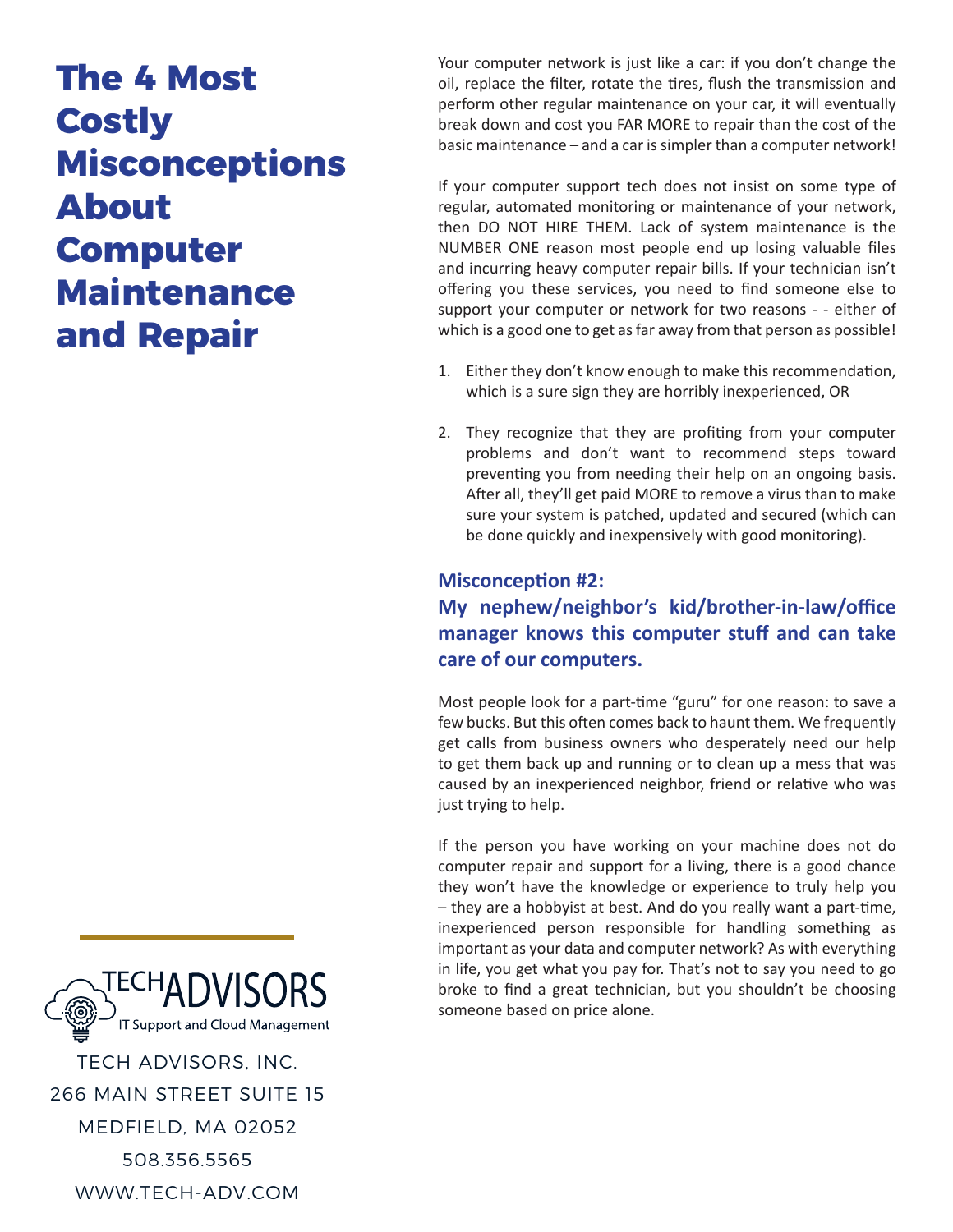# The 4 Most Costly Misconceptions About Computer Maintenance and Repair

Your computer network is just like a car: if you don't change the oil, replace the filter, rotate the tires, flush the transmission and perform other regular maintenance on your car, it will eventually break down and cost you FAR MORE to repair than the cost of the basic maintenance – and a car is simpler than a computer network!

If your computer support tech does not insist on some type of regular, automated monitoring or maintenance of your network, then DO NOT HIRE THEM. Lack of system maintenance is the NUMBER ONE reason most people end up losing valuable files and incurring heavy computer repair bills. If your technician isn't offering you these services, you need to find someone else to support your computer or network for two reasons - - either of which is a good one to get as far away from that person as possible!

1. Either they don't know enough to make this recommendation, which is a sure sign they are horribly inexperienced, OR

2. They recognize that they are profiting from your computer problems and don't want to recommend steps toward preventing you from needing their help on an ongoing basis. After all, they'll get paid MORE to remove a virus than to make sure your system is patched, updated and secured (which can be done quickly and inexpensively with good monitoring).

### Misconception #2: My nephew/neighbor's kid/brother-in-law/office manager knows this computer stuff and can take care of our computers.

Most people look for a part-time "guru" for one reason: to save a few bucks. But this often comes back to haunt them. We frequently get calls from business owners who desperately need our help to get them back up and running or to clean up a mess that was caused by an inexperienced neighbor, friend or relative who was just trying to help.

If the person you have working on your machine does not do computer repair and support for a living, there is a good chance they won't have the knowledge or experience to truly help you – they are a hobbyist at best. And do you really want a part-time, inexperienced person responsible for handling something as important as your data and computer network? As with everything in life, you get what you pay for. That's not to say you need to go broke to find a great technician, but you shouldn't be choosing someone based on price alone.

TECH ADVISORS
IT Support and Cloud Management

TECH ADVISORS, INC.
266 MAIN STREET SUITE 15
MEDFIELD, MA 02052
508.356.5565
WWW.TECH-ADV.COM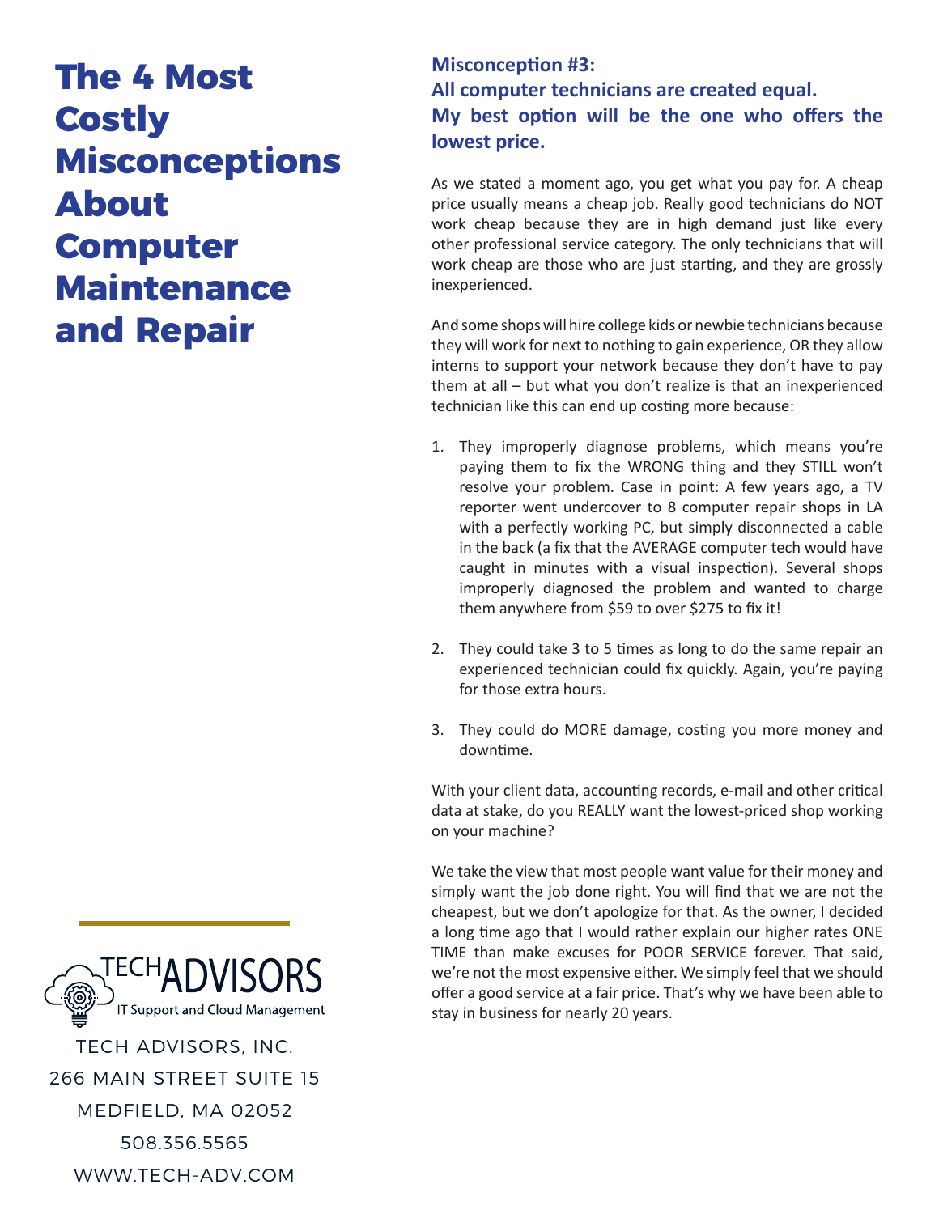# The 4 Most Costly Misconceptions About Computer Maintenance and Repair

### Misconception #3: All computer technicians are created equal. My best option will be the one who offers the lowest price.

As we stated a moment ago, you get what you pay for. A cheap price usually means a cheap job. Really good technicians do NOT work cheap because they are in high demand just like every other professional service category. The only technicians that will work cheap are those who are just starting, and they are grossly inexperienced.

And some shops will hire college kids or newbie technicians because they will work for next to nothing to gain experience, OR they allow interns to support your network because they don't have to pay them at all – but what you don't realize is that an inexperienced technician like this can end up costing more because:

1. They improperly diagnose problems, which means you're paying them to fix the WRONG thing and they STILL won't resolve your problem. Case in point: A few years ago, a TV reporter went undercover to 8 computer repair shops in LA with a perfectly working PC, but simply disconnected a cable in the back (a fix that the AVERAGE computer tech would have caught in minutes with a visual inspection). Several shops improperly diagnosed the problem and wanted to charge them anywhere from $59 to over $275 to fix it!

2. They could take 3 to 5 times as long to do the same repair an experienced technician could fix quickly. Again, you're paying for those extra hours.

3. They could do MORE damage, costing you more money and downtime.

With your client data, accounting records, e-mail and other critical data at stake, do you REALLY want the lowest-priced shop working on your machine?

We take the view that most people want value for their money and simply want the job done right. You will find that we are not the cheapest, but we don't apologize for that. As the owner, I decided a long time ago that I would rather explain our higher rates ONE TIME than make excuses for POOR SERVICE forever. That said, we're not the most expensive either. We simply feel that we should offer a good service at a fair price. That's why we have been able to stay in business for nearly 20 years.

TECHADVISORS
IT Support and Cloud Management

TECH ADVISORS, INC.
266 MAIN STREET SUITE 15
MEDFIELD, MA 02052
508.356.5565
WWW.TECH-ADV.COM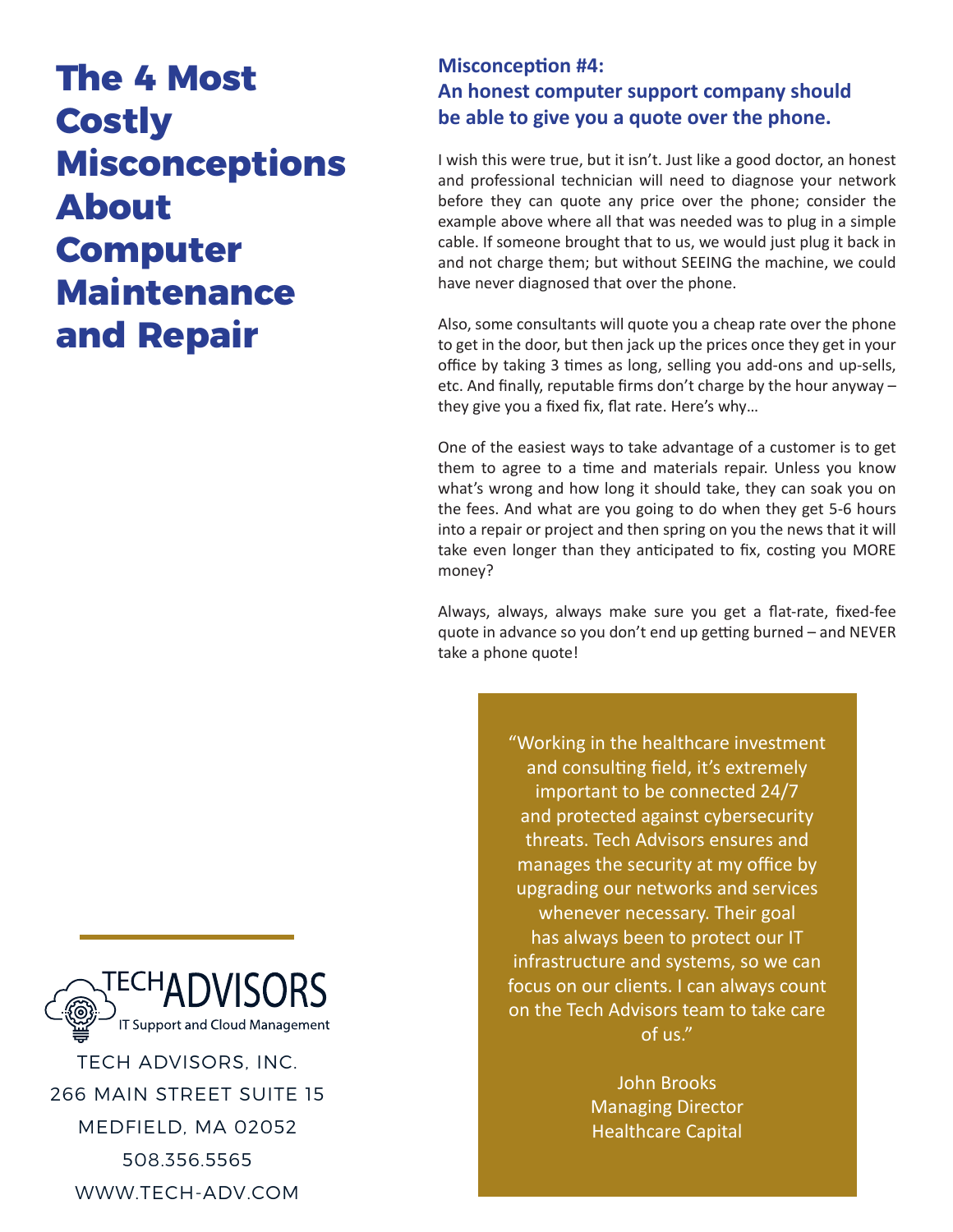# The 4 Most Costly Misconceptions About Computer Maintenance and Repair

## Misconception #4: An honest computer support company should be able to give you a quote over the phone.

I wish this were true, but it isn't. Just like a good doctor, an honest and professional technician will need to diagnose your network before they can quote any price over the phone; consider the example above where all that was needed was to plug in a simple cable. If someone brought that to us, we would just plug it back in and not charge them; but without SEEING the machine, we could have never diagnosed that over the phone.

Also, some consultants will quote you a cheap rate over the phone to get in the door, but then jack up the prices once they get in your office by taking 3 times as long, selling you add-ons and up-sells, etc. And finally, reputable firms don't charge by the hour anyway – they give you a fixed fix, flat rate. Here's why…

One of the easiest ways to take advantage of a customer is to get them to agree to a time and materials repair. Unless you know what's wrong and how long it should take, they can soak you on the fees. And what are you going to do when they get 5-6 hours into a repair or project and then spring on you the news that it will take even longer than they anticipated to fix, costing you MORE money?

Always, always, always make sure you get a flat-rate, fixed-fee quote in advance so you don't end up getting burned – and NEVER take a phone quote!

> "Working in the healthcare investment and consulting field, it's extremely important to be connected 24/7 and protected against cybersecurity threats. Tech Advisors ensures and manages the security at my office by upgrading our networks and services whenever necessary. Their goal has always been to protect our IT infrastructure and systems, so we can focus on our clients. I can always count on the Tech Advisors team to take care of us."
>
> John Brooks
> Managing Director
> Healthcare Capital

TECH ADVISORS
IT Support and Cloud Management

TECH ADVISORS, INC.
266 MAIN STREET SUITE 15
MEDFIELD, MA 02052
508.356.5565
WWW.TECH-ADV.COM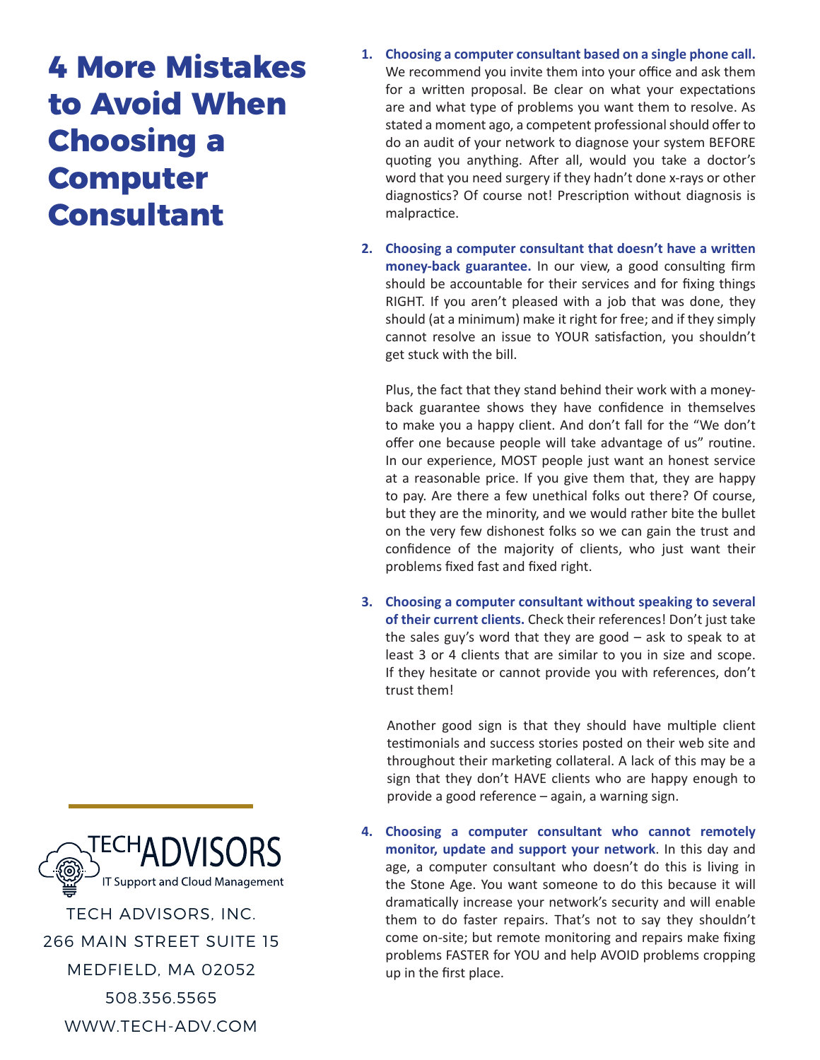# 4 More Mistakes to Avoid When Choosing a Computer Consultant

1. **Choosing a computer consultant based on a single phone call.** We recommend you invite them into your office and ask them for a written proposal. Be clear on what your expectations are and what type of problems you want them to resolve. As stated a moment ago, a competent professional should offer to do an audit of your network to diagnose your system BEFORE quoting you anything. After all, would you take a doctor's word that you need surgery if they hadn't done x-rays or other diagnostics? Of course not! Prescription without diagnosis is malpractice.

2. **Choosing a computer consultant that doesn't have a written money-back guarantee.** In our view, a good consulting firm should be accountable for their services and for fixing things RIGHT. If you aren't pleased with a job that was done, they should (at a minimum) make it right for free; and if they simply cannot resolve an issue to YOUR satisfaction, you shouldn't get stuck with the bill.

   Plus, the fact that they stand behind their work with a money-back guarantee shows they have confidence in themselves to make you a happy client. And don't fall for the "We don't offer one because people will take advantage of us" routine. In our experience, MOST people just want an honest service at a reasonable price. If you give them that, they are happy to pay. Are there a few unethical folks out there? Of course, but they are the minority, and we would rather bite the bullet on the very few dishonest folks so we can gain the trust and confidence of the majority of clients, who just want their problems fixed fast and fixed right.

3. **Choosing a computer consultant without speaking to several of their current clients.** Check their references! Don't just take the sales guy's word that they are good – ask to speak to at least 3 or 4 clients that are similar to you in size and scope. If they hesitate or cannot provide you with references, don't trust them!

   Another good sign is that they should have multiple client testimonials and success stories posted on their web site and throughout their marketing collateral. A lack of this may be a sign that they don't HAVE clients who are happy enough to provide a good reference – again, a warning sign.

4. **Choosing a computer consultant who cannot remotely monitor, update and support your network**. In this day and age, a computer consultant who doesn't do this is living in the Stone Age. You want someone to do this because it will dramatically increase your network's security and will enable them to do faster repairs. That's not to say they shouldn't come on-site; but remote monitoring and repairs make fixing problems FASTER for YOU and help AVOID problems cropping up in the first place.

TECH ADVISORS
IT Support and Cloud Management

TECH ADVISORS, INC.
266 MAIN STREET SUITE 15
MEDFIELD, MA 02052
508.356.5565
WWW.TECH-ADV.COM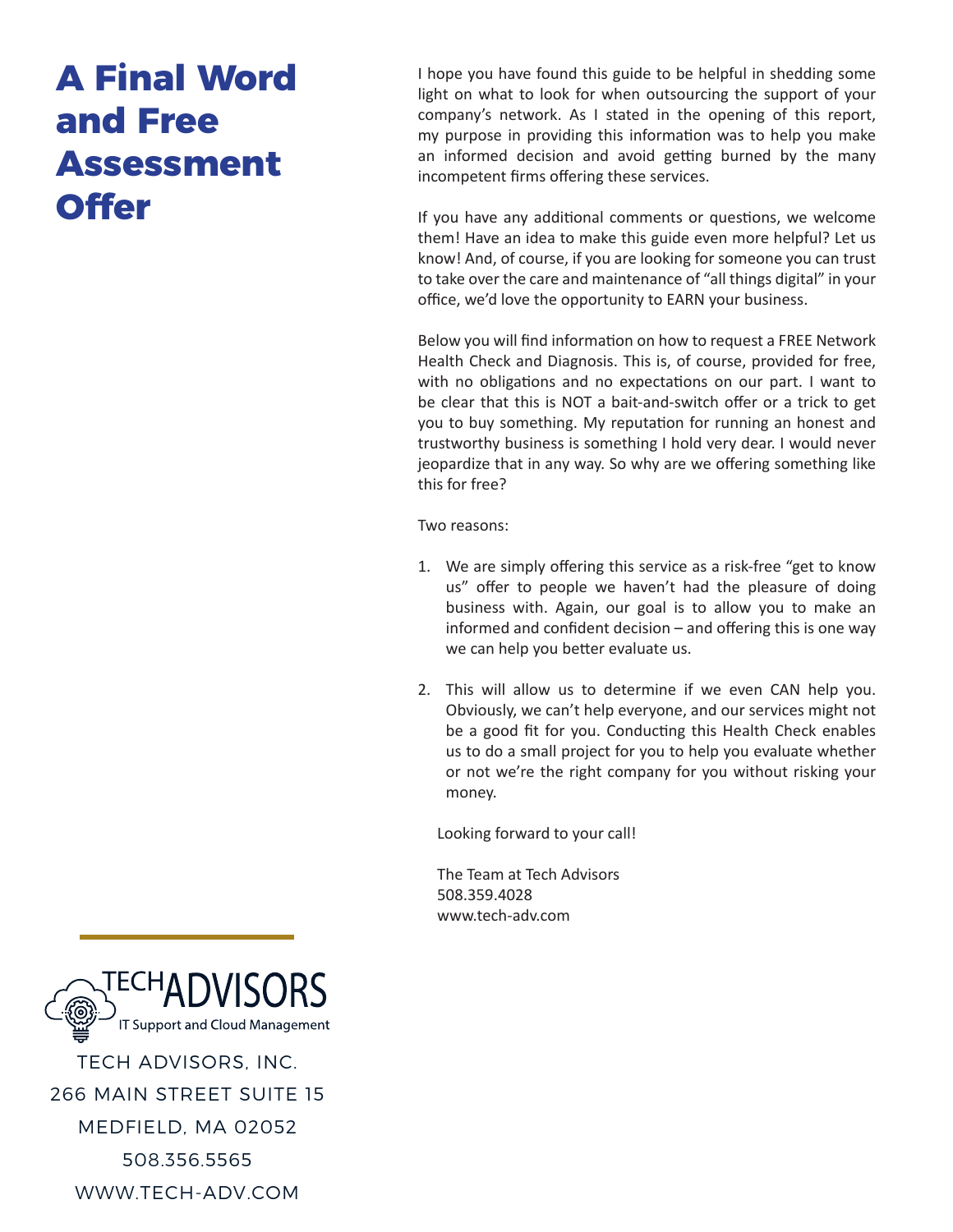# A Final Word and Free Assessment Offer

I hope you have found this guide to be helpful in shedding some light on what to look for when outsourcing the support of your company's network. As I stated in the opening of this report, my purpose in providing this information was to help you make an informed decision and avoid getting burned by the many incompetent firms offering these services.

If you have any additional comments or questions, we welcome them! Have an idea to make this guide even more helpful? Let us know! And, of course, if you are looking for someone you can trust to take over the care and maintenance of "all things digital" in your office, we'd love the opportunity to EARN your business.

Below you will find information on how to request a FREE Network Health Check and Diagnosis. This is, of course, provided for free, with no obligations and no expectations on our part. I want to be clear that this is NOT a bait-and-switch offer or a trick to get you to buy something. My reputation for running an honest and trustworthy business is something I hold very dear. I would never jeopardize that in any way. So why are we offering something like this for free?

Two reasons:

1. We are simply offering this service as a risk-free "get to know us" offer to people we haven't had the pleasure of doing business with. Again, our goal is to allow you to make an informed and confident decision – and offering this is one way we can help you better evaluate us.

2. This will allow us to determine if we even CAN help you. Obviously, we can't help everyone, and our services might not be a good fit for you. Conducting this Health Check enables us to do a small project for you to help you evaluate whether or not we're the right company for you without risking your money.

Looking forward to your call!

The Team at Tech Advisors
508.359.4028
www.tech-adv.com

TECH ADVISORS
IT Support and Cloud Management

TECH ADVISORS, INC.
266 MAIN STREET SUITE 15
MEDFIELD, MA 02052
508.356.5565
WWW.TECH-ADV.COM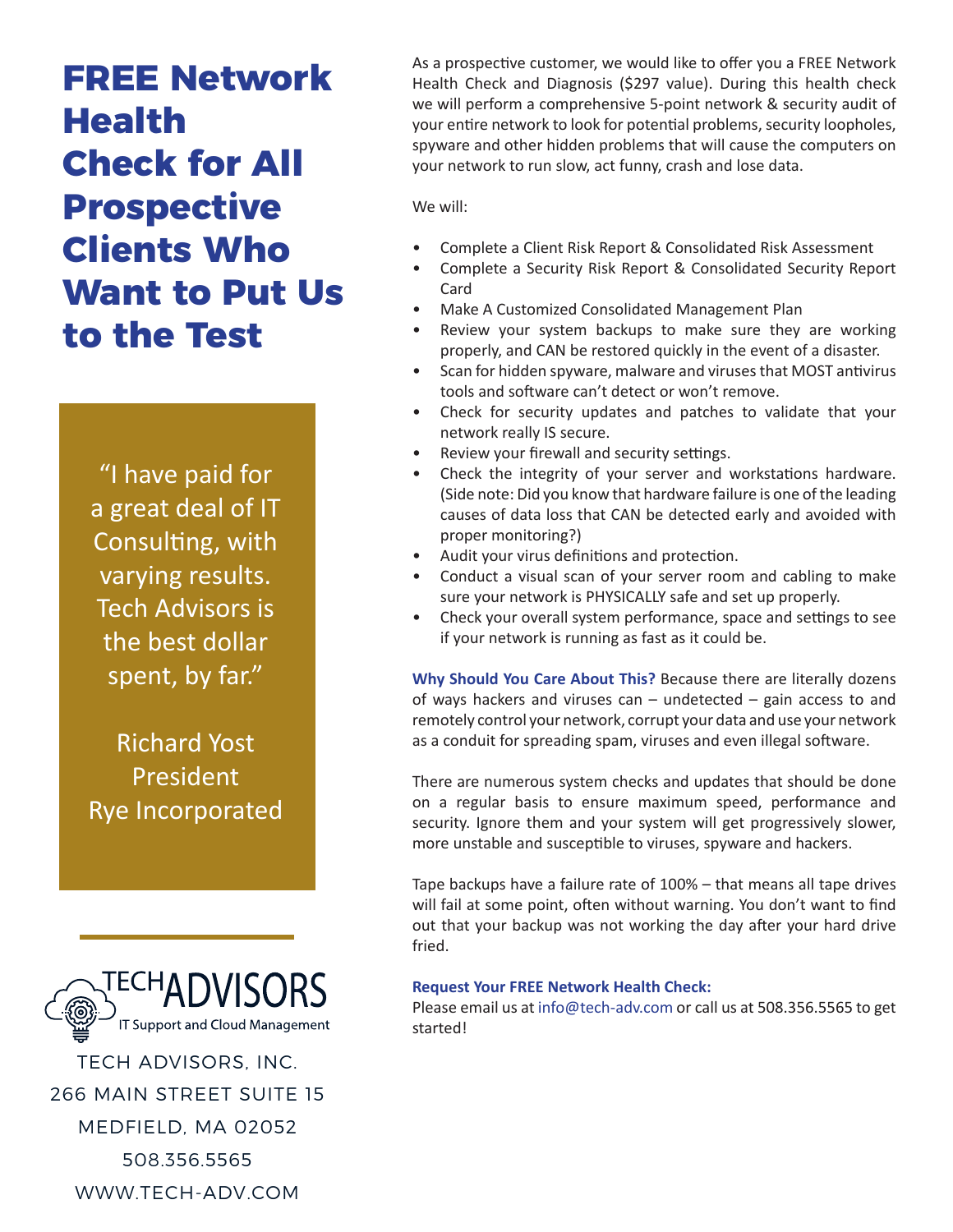# FREE Network Health Check for All Prospective Clients Who Want to Put Us to the Test

> "I have paid for a great deal of IT Consulting, with varying results. Tech Advisors is the best dollar spent, by far."
>
> Richard Yost
> President
> Rye Incorporated

TECH ADVISORS
IT Support and Cloud Management

TECH ADVISORS, INC.
266 MAIN STREET SUITE 15
MEDFIELD, MA 02052
508.356.5565
WWW.TECH-ADV.COM

As a prospective customer, we would like to offer you a FREE Network Health Check and Diagnosis ($297 value). During this health check we will perform a comprehensive 5-point network & security audit of your entire network to look for potential problems, security loopholes, spyware and other hidden problems that will cause the computers on your network to run slow, act funny, crash and lose data.

We will:

- Complete a Client Risk Report & Consolidated Risk Assessment
- Complete a Security Risk Report & Consolidated Security Report Card
- Make A Customized Consolidated Management Plan
- Review your system backups to make sure they are working properly, and CAN be restored quickly in the event of a disaster.
- Scan for hidden spyware, malware and viruses that MOST antivirus tools and software can't detect or won't remove.
- Check for security updates and patches to validate that your network really IS secure.
- Review your firewall and security settings.
- Check the integrity of your server and workstations hardware. (Side note: Did you know that hardware failure is one of the leading causes of data loss that CAN be detected early and avoided with proper monitoring?)
- Audit your virus definitions and protection.
- Conduct a visual scan of your server room and cabling to make sure your network is PHYSICALLY safe and set up properly.
- Check your overall system performance, space and settings to see if your network is running as fast as it could be.

**Why Should You Care About This?** Because there are literally dozens of ways hackers and viruses can – undetected – gain access to and remotely control your network, corrupt your data and use your network as a conduit for spreading spam, viruses and even illegal software.

There are numerous system checks and updates that should be done on a regular basis to ensure maximum speed, performance and security. Ignore them and your system will get progressively slower, more unstable and susceptible to viruses, spyware and hackers.

Tape backups have a failure rate of 100% – that means all tape drives will fail at some point, often without warning. You don't want to find out that your backup was not working the day after your hard drive fried.

**Request Your FREE Network Health Check:**
Please email us at info@tech-adv.com or call us at 508.356.5565 to get started!